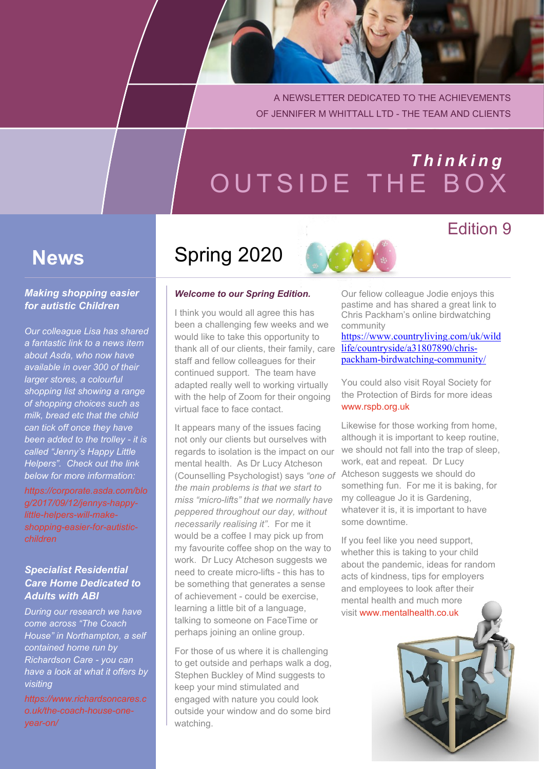A NEWSLETTER DEDICATED TO THE ACHIEVEMENTS OF JENNIFER M WHITTALL LTD - THE TEAM AND CLIENTS

# *Thinking* OUTSIDE THE BOX

Edition 9

## Spring 2020

***Welcome to our Spring Edition.***

I think you would all agree this has been a challenging few weeks and we would like to take this opportunity to thank all of our clients, their family, care staff and fellow colleagues for their continued support. The team have adapted really well to working virtually with the help of Zoom for their ongoing virtual face to face contact.

It appears many of the issues facing not only our clients but ourselves with regards to isolation is the impact on our mental health. As Dr Lucy Atcheson (Counselling Psychologist) says *"one of the main problems is that we start to miss "micro-lifts" that we normally have peppered throughout our day, without necessarily realising it"*. For me it would be a coffee I may pick up from my favourite coffee shop on the way to work. Dr Lucy Atcheson suggests we need to create micro-lifts - this has to be something that generates a sense of achievement - could be exercise, learning a little bit of a language, talking to someone on FaceTime or perhaps joining an online group.

For those of us where it is challenging to get outside and perhaps walk a dog, Stephen Buckley of Mind suggests to keep your mind stimulated and engaged with nature you could look outside your window and do some bird watching.

Our fellow colleague Jodie enjoys this pastime and has shared a great link to Chris Packham's online birdwatching community https://www.countryliving.com/uk/wildlife/countryside/a31807890/chris-packham-birdwatching-community/

You could also visit Royal Society for the Protection of Birds for more ideas www.rspb.org.uk

Likewise for those working from home, although it is important to keep routine, we should not fall into the trap of sleep, work, eat and repeat. Dr Lucy Atcheson suggests we should do something fun. For me it is baking, for my colleague Jo it is Gardening, whatever it is, it is important to have some downtime.

If you feel like you need support, whether this is taking to your child about the pandemic, ideas for random acts of kindness, tips for employers and employees to look after their mental health and much more visit www.mentalhealth.co.uk

## News

***Making shopping easier for autistic Children***

*Our colleague Lisa has shared a fantastic link to a news item about Asda, who now have available in over 300 of their larger stores, a colourful shopping list showing a range of shopping choices such as milk, bread etc that the child can tick off once they have been added to the trolley - it is called "Jenny's Happy Little Helpers". Check out the link below for more information:*

*https://corporate.asda.com/blog/2017/09/12/jennys-happy-little-helpers-will-make-shopping-easier-for-autistic-children*

***Specialist Residential Care Home Dedicated to Adults with ABI***

*During our research we have come across "The Coach House" in Northampton, a self contained home run by Richardson Care - you can have a look at what it offers by visiting*

*https://www.richardsoncares.co.uk/the-coach-house-one-year-on/*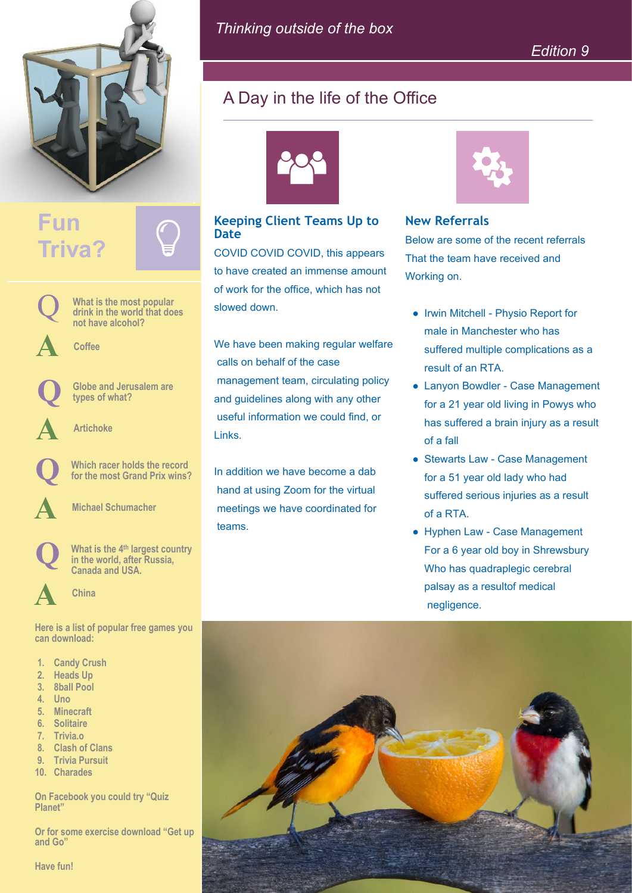*Thinking outside of the box*

*Edition 9*

## Fun Triva?

**Q** What is the most popular drink in the world that does not have alcohol?

**A** Coffee

**Q** Globe and Jerusalem are types of what?

**A** Artichoke

**Q** Which racer holds the record for the most Grand Prix wins?

**A** Michael Schumacher

**Q** What is the 4th largest country in the world, after Russia, Canada and USA.

**A** China

Here is a list of popular free games you can download:

1. Candy Crush
2. Heads Up
3. 8ball Pool
4. Uno
5. Minecraft
6. Solitaire
7. Trivia.o
8. Clash of Clans
9. Trivia Pursuit
10. Charades

On Facebook you could try “Quiz Planet”

Or for some exercise download “Get up and Go”

Have fun!

# A Day in the life of the Office

### Keeping Client Teams Up to Date

COVID COVID COVID, this appears to have created an immense amount of work for the office, which has not slowed down.

We have been making regular welfare calls on behalf of the case management team, circulating policy and guidelines along with any other useful information we could find, or Links.

In addition we have become a dab hand at using Zoom for the virtual meetings we have coordinated for teams.

### New Referrals

Below are some of the recent referrals That the team have received and Working on.

- Irwin Mitchell - Physio Report for male in Manchester who has suffered multiple complications as a result of an RTA.
- Lanyon Bowdler - Case Management for a 21 year old living in Powys who has suffered a brain injury as a result of a fall
- Stewarts Law - Case Management for a 51 year old lady who had suffered serious injuries as a result of a RTA.
- Hyphen Law - Case Management For a 6 year old boy in Shrewsbury Who has quadraplegic cerebral palsay as a resultof medical negligence.